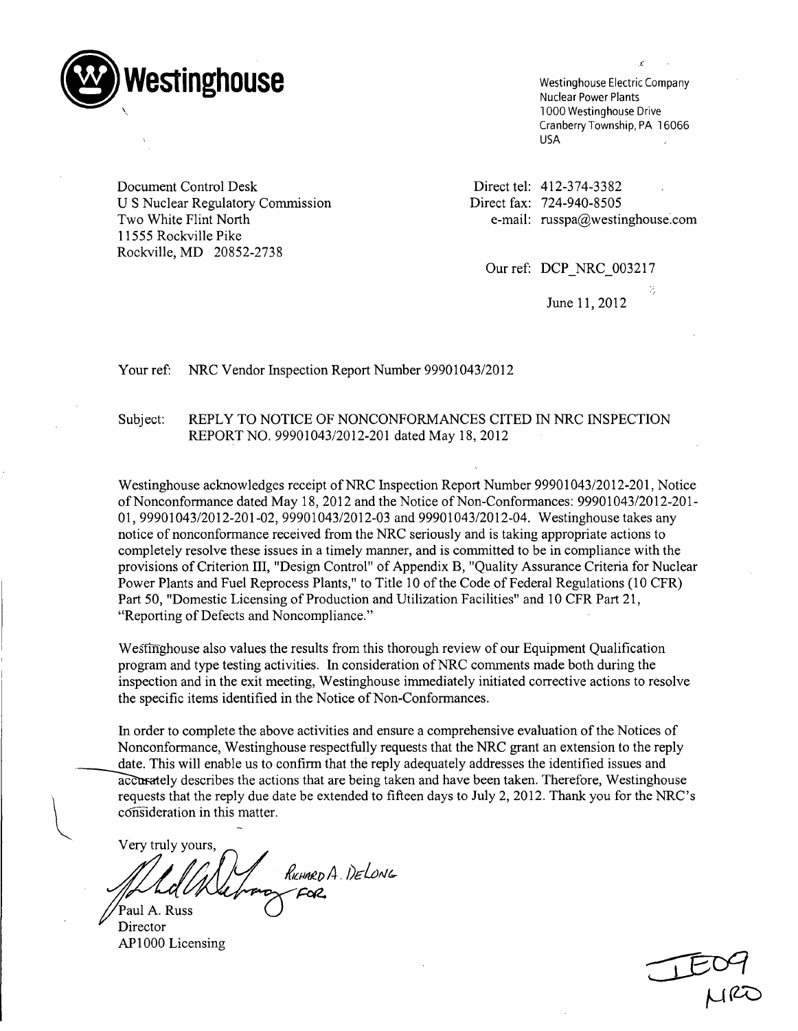**Westinghouse**

Westinghouse Electric Company
Nuclear Power Plants
1000 Westinghouse Drive
Cranberry Township, PA 16066
USA

Document Control Desk
U S Nuclear Regulatory Commission
Two White Flint North
11555 Rockville Pike
Rockville, MD 20852-2738

Direct tel: 412-374-3382
Direct fax: 724-940-8505
e-mail: russpa@westinghouse.com

Our ref: DCP_NRC_003217

June 11, 2012

Your ref: NRC Vendor Inspection Report Number 99901043/2012

Subject: REPLY TO NOTICE OF NONCONFORMANCES CITED IN NRC INSPECTION REPORT NO. 99901043/2012-201 dated May 18, 2012

Westinghouse acknowledges receipt of NRC Inspection Report Number 99901043/2012-201, Notice of Nonconformance dated May 18, 2012 and the Notice of Non-Conformances: 99901043/2012-201-01, 99901043/2012-201-02, 99901043/2012-03 and 99901043/2012-04. Westinghouse takes any notice of nonconformance received from the NRC seriously and is taking appropriate actions to completely resolve these issues in a timely manner, and is committed to be in compliance with the provisions of Criterion III, "Design Control" of Appendix B, "Quality Assurance Criteria for Nuclear Power Plants and Fuel Reprocess Plants," to Title 10 of the Code of Federal Regulations (10 CFR) Part 50, "Domestic Licensing of Production and Utilization Facilities" and 10 CFR Part 21, "Reporting of Defects and Noncompliance."

Westinghouse also values the results from this thorough review of our Equipment Qualification program and type testing activities. In consideration of NRC comments made both during the inspection and in the exit meeting, Westinghouse immediately initiated corrective actions to resolve the specific items identified in the Notice of Non-Conformances.

In order to complete the above activities and ensure a comprehensive evaluation of the Notices of Nonconformance, Westinghouse respectfully requests that the NRC grant an extension to the reply date. This will enable us to confirm that the reply adequately addresses the identified issues and accurately describes the actions that are being taken and have been taken. Therefore, Westinghouse requests that the reply due date be extended to fifteen days to July 2, 2012. Thank you for the NRC's consideration in this matter.

Very truly yours,

Richard A. DeLong for

Paul A. Russ
Director
AP1000 Licensing

IE09
NRO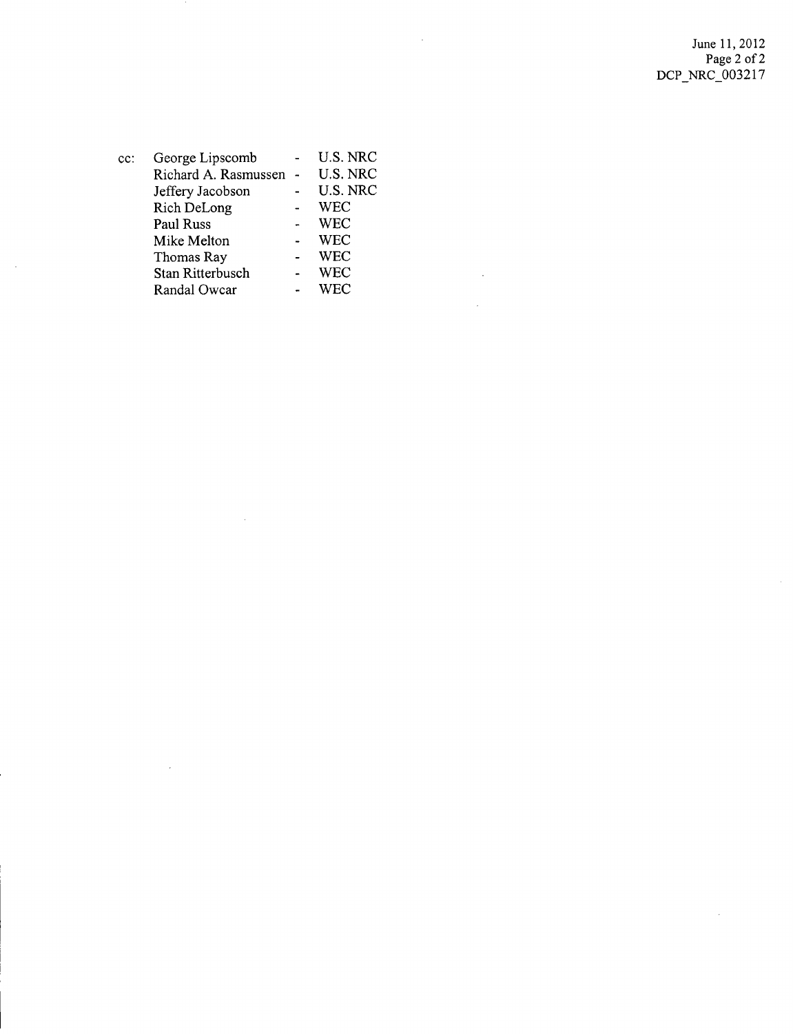cc:

| | | |
|---|---|---|
| George Lipscomb | - | U.S. NRC |
| Richard A. Rasmussen | - | U.S. NRC |
| Jeffery Jacobson | - | U.S. NRC |
| Rich DeLong | - | WEC |
| Paul Russ | - | WEC |
| Mike Melton | - | WEC |
| Thomas Ray | - | WEC |
| Stan Ritterbusch | - | WEC |
| Randal Owcar | - | WEC |